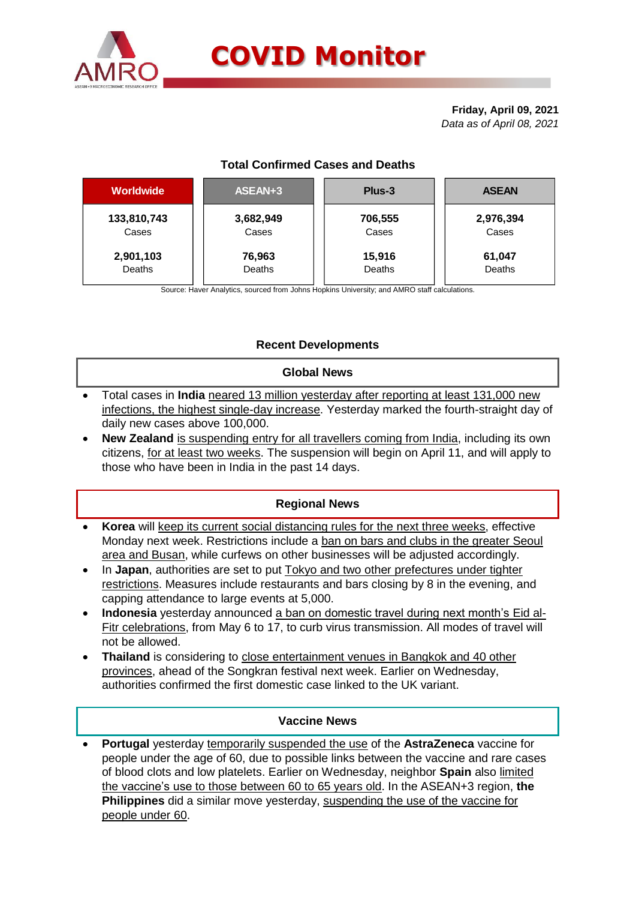# COVID Monitor

**Friday, April 09, 2021**
*Data as of April 08, 2021*

### Total Confirmed Cases and Deaths

| Worldwide | ASEAN+3 | Plus-3 | ASEAN |
|---|---|---|---|
| **133,810,743** Cases | **3,682,949** Cases | **706,555** Cases | **2,976,394** Cases |
| **2,901,103** Deaths | **76,963** Deaths | **15,916** Deaths | **61,047** Deaths |

Source: Haver Analytics, sourced from Johns Hopkins University; and AMRO staff calculations.

## Recent Developments

### Global News

- Total cases in **India** neared 13 million yesterday after reporting at least 131,000 new infections, the highest single-day increase. Yesterday marked the fourth-straight day of daily new cases above 100,000.
- **New Zealand** is suspending entry for all travellers coming from India, including its own citizens, for at least two weeks. The suspension will begin on April 11, and will apply to those who have been in India in the past 14 days.

### Regional News

- **Korea** will keep its current social distancing rules for the next three weeks, effective Monday next week. Restrictions include a ban on bars and clubs in the greater Seoul area and Busan, while curfews on other businesses will be adjusted accordingly.
- In **Japan**, authorities are set to put Tokyo and two other prefectures under tighter restrictions. Measures include restaurants and bars closing by 8 in the evening, and capping attendance to large events at 5,000.
- **Indonesia** yesterday announced a ban on domestic travel during next month's Eid al-Fitr celebrations, from May 6 to 17, to curb virus transmission. All modes of travel will not be allowed.
- **Thailand** is considering to close entertainment venues in Bangkok and 40 other provinces, ahead of the Songkran festival next week. Earlier on Wednesday, authorities confirmed the first domestic case linked to the UK variant.

### Vaccine News

- **Portugal** yesterday temporarily suspended the use of the **AstraZeneca** vaccine for people under the age of 60, due to possible links between the vaccine and rare cases of blood clots and low platelets. Earlier on Wednesday, neighbor **Spain** also limited the vaccine's use to those between 60 to 65 years old. In the ASEAN+3 region, **the Philippines** did a similar move yesterday, suspending the use of the vaccine for people under 60.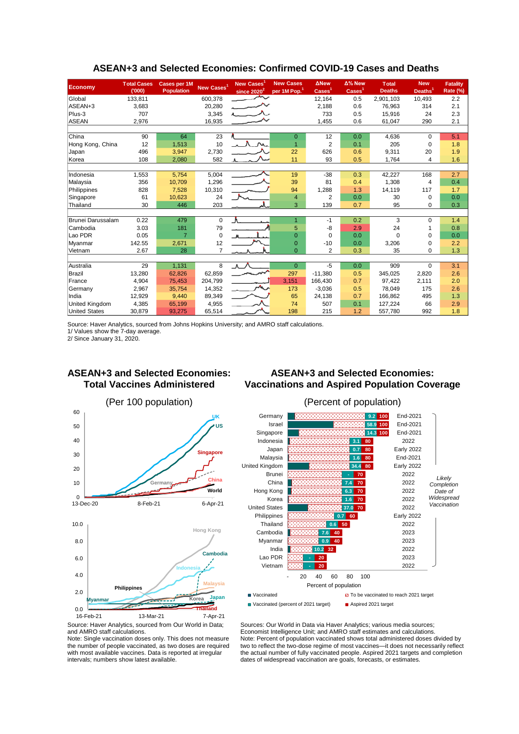## ASEAN+3 and Selected Economies: Confirmed COVID-19 Cases and Deaths

| Economy | Total Cases ('000) | Cases per 1M Population | New Cases[1] | New Cases[1] since 2020[2] | New Cases per 1M Pop.[1] | ΔNew Cases[1] | Δ% New Cases[1] | Total Deaths | New Deaths[1] | Fatality Rate (%) |
|---|---|---|---|---|---|---|---|---|---|---|
| Global | 133,811 | | 600,378 | | | 12,164 | 0.5 | 2,901,103 | 10,493 | 2.2 |
| ASEAN+3 | 3,683 | | 20,280 | | | 2,188 | 0.6 | 76,963 | 314 | 2.1 |
| Plus-3 | 707 | | 3,345 | | | 733 | 0.5 | 15,916 | 24 | 2.3 |
| ASEAN | 2,976 | | 16,935 | | | 1,455 | 0.6 | 61,047 | 290 | 2.1 |
| | | | | | | | | | | |
| China | 90 | 64 | 23 | | 0 | 12 | 0.0 | 4,636 | 0 | 5.1 |
| Hong Kong, China | 12 | 1,513 | 10 | | 1 | 2 | 0.1 | 205 | 0 | 1.8 |
| Japan | 496 | 3,947 | 2,730 | | 22 | 626 | 0.6 | 9,311 | 20 | 1.9 |
| Korea | 108 | 2,080 | 582 | | 11 | 93 | 0.5 | 1,764 | 4 | 1.6 |
| | | | | | | | | | | |
| Indonesia | 1,553 | 5,754 | 5,004 | | 19 | -38 | 0.3 | 42,227 | 168 | 2.7 |
| Malaysia | 356 | 10,709 | 1,296 | | 39 | 81 | 0.4 | 1,308 | 4 | 0.4 |
| Philippines | 828 | 7,528 | 10,310 | | 94 | 1,288 | 1.3 | 14,119 | 117 | 1.7 |
| Singapore | 61 | 10,623 | 24 | | 4 | 2 | 0.0 | 30 | 0 | 0.0 |
| Thailand | 30 | 446 | 203 | | 3 | 139 | 0.7 | 95 | 0 | 0.3 |
| | | | | | | | | | | |
| Brunei Darussalam | 0.22 | 479 | 0 | | 1 | -1 | 0.2 | 3 | 0 | 1.4 |
| Cambodia | 3.03 | 181 | 79 | | 5 | -8 | 2.9 | 24 | 1 | 0.8 |
| Lao PDR | 0.05 | 7 | 0 | | 0 | 0 | 0.0 | 0 | 0 | 0.0 |
| Myanmar | 142.55 | 2,671 | 12 | | 0 | -10 | 0.0 | 3,206 | 0 | 2.2 |
| Vietnam | 2.67 | 28 | 7 | | 0 | 2 | 0.3 | 35 | 0 | 1.3 |
| | | | | | | | | | | |
| Australia | 29 | 1,131 | 8 | | 0 | -5 | 0.0 | 909 | 0 | 3.1 |
| Brazil | 13,280 | 62,826 | 62,859 | | 297 | -11,380 | 0.5 | 345,025 | 2,820 | 2.6 |
| France | 4,904 | 75,453 | 204,799 | | 3,151 | 166,430 | 0.7 | 97,422 | 2,111 | 2.0 |
| Germany | 2,967 | 35,754 | 14,352 | | 173 | -3,036 | 0.5 | 78,049 | 175 | 2.6 |
| India | 12,929 | 9,440 | 89,349 | | 65 | 24,138 | 0.7 | 166,862 | 495 | 1.3 |
| United Kingdom | 4,385 | 65,199 | 4,955 | | 74 | 507 | 0.1 | 127,224 | 66 | 2.9 |
| United States | 30,879 | 93,275 | 65,514 | | 198 | 215 | 1.2 | 557,780 | 992 | 1.8 |

Source: Haver Analytics, sourced from Johns Hopkins University; and AMRO staff calculations.
1/ Values show the 7-day average.
2/ Since January 31, 2020.

## ASEAN+3 and Selected Economies: Total Vaccines Administered

(Per 100 population)

UK, US, Singapore, China, Germany, World
13-Dec-20, 8-Feb-21, 6-Apr-21

Hong Kong, Cambodia, Indonesia, Malaysia, Philippines, Myanmar, Korea, Japan, Thailand
16-Feb-21, 13-Mar-21, 7-Apr-21

Source: Haver Analytics, sourced from Our World in Data; and AMRO staff calculations.
Note: Single vaccination doses only. This does not measure the number of people vaccinated, as two doses are required with most available vaccines. Data is reported at irregular intervals; numbers show latest available.

## ASEAN+3 and Selected Economies: Vaccinations and Aspired Population Coverage

(Percent of population)

Germany 9.2 100 End-2021
Israel 58.9 100 End-2021
Singapore 14.3 100 End-2021
Indonesia 3.1 80 2022
Japan 0.7 80 Early 2022
Malaysia 1.6 80 End-2021
United Kingdom 34.4 80 Early 2022
Brunei - 70 2022
China 7.4 70 2022
Hong Kong 6.3 70 2022
Korea 1.6 70 2022
United States 37.0 70 2022
Philippines 0.7 60 Early 2022
Thailand 0.6 50 2022
Cambodia 7.6 40 2023
Myanmar 0.9 40 2023
India 10.2 32 2022
Lao PDR - 20 2023
Vietnam - 20 2022

Likely Completion Date of Widespread Vaccination

Percent of population

Vaccinated
Vaccinated (percent of 2021 target)
To be vaccinated to reach 2021 target
Aspired 2021 target

Sources: Our World in Data via Haver Analytics; various media sources; Economist Intelligence Unit; and AMRO staff estimates and calculations.
Note: Percent of population vaccinated shows total administered doses divided by two to reflect the two-dose regime of most vaccines—it does not necessarily reflect the actual number of fully vaccinated people. Aspired 2021 targets and completion dates of widespread vaccination are goals, forecasts, or estimates.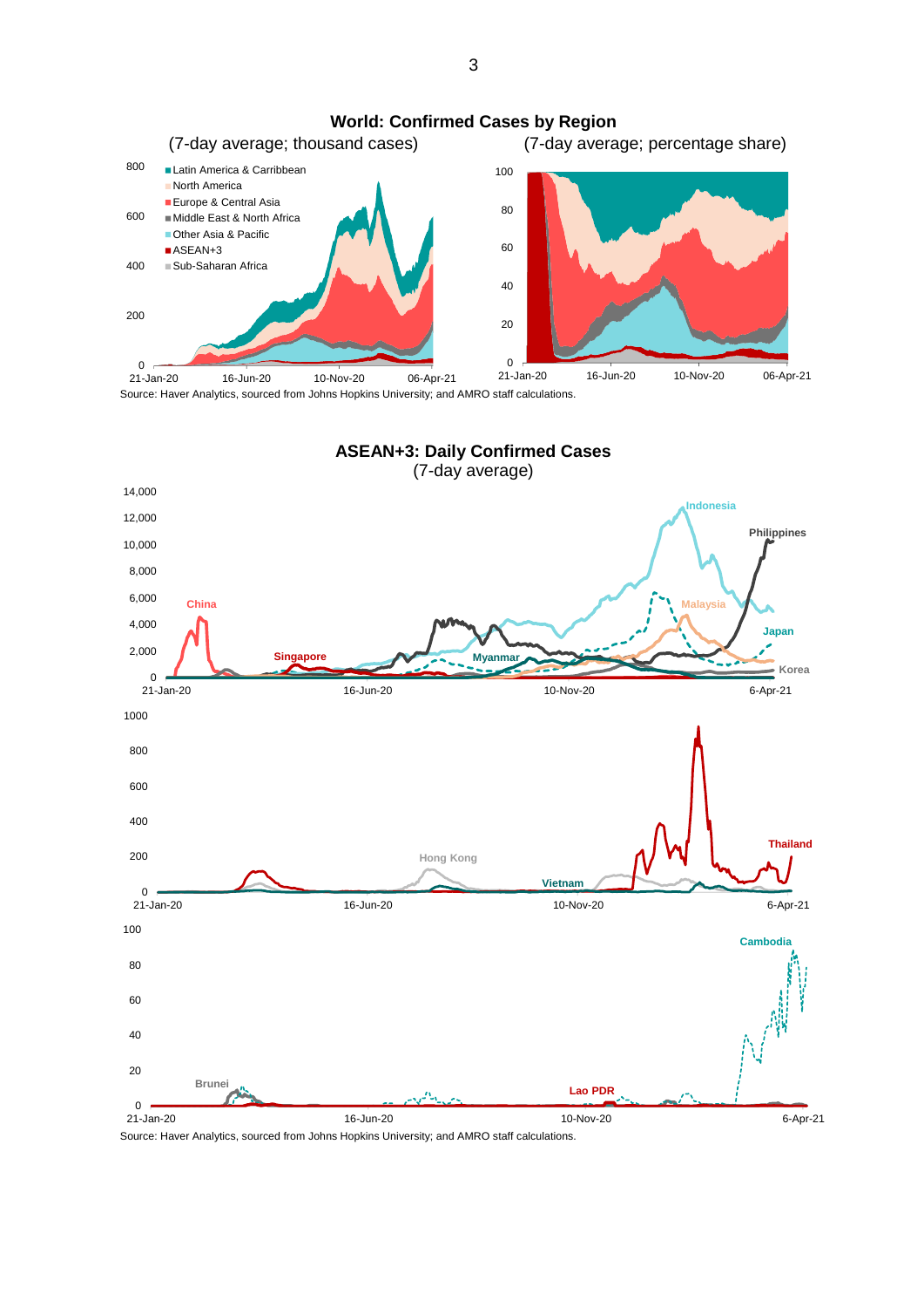**World: Confirmed Cases by Region**

(7-day average; thousand cases)

800
600
400
200
0

21-Jan-20
16-Jun-20
10-Nov-20
06-Apr-21

Latin America & Carribbean
North America
Europe & Central Asia
Middle East & North Africa
Other Asia & Pacific
ASEAN+3
Sub-Saharan Africa

(7-day average; percentage share)

100
80
60
40
20
0

21-Jan-20
16-Jun-20
10-Nov-20
06-Apr-21

Source: Haver Analytics, sourced from Johns Hopkins University; and AMRO staff calculations.

**ASEAN+3: Daily Confirmed Cases**

(7-day average)

14,000
12,000
10,000
8,000
6,000
4,000
2,000
0

21-Jan-20
16-Jun-20
10-Nov-20
6-Apr-21

Indonesia
Philippines
China
Malaysia
Japan
Singapore
Myanmar
Korea

1000
800
600
400
200
0

21-Jan-20
16-Jun-20
10-Nov-20
6-Apr-21

Thailand
Hong Kong
Vietnam

100
80
60
40
20
0

21-Jan-20
16-Jun-20
10-Nov-20
6-Apr-21

Cambodia
Brunei
Lao PDR

Source: Haver Analytics, sourced from Johns Hopkins University; and AMRO staff calculations.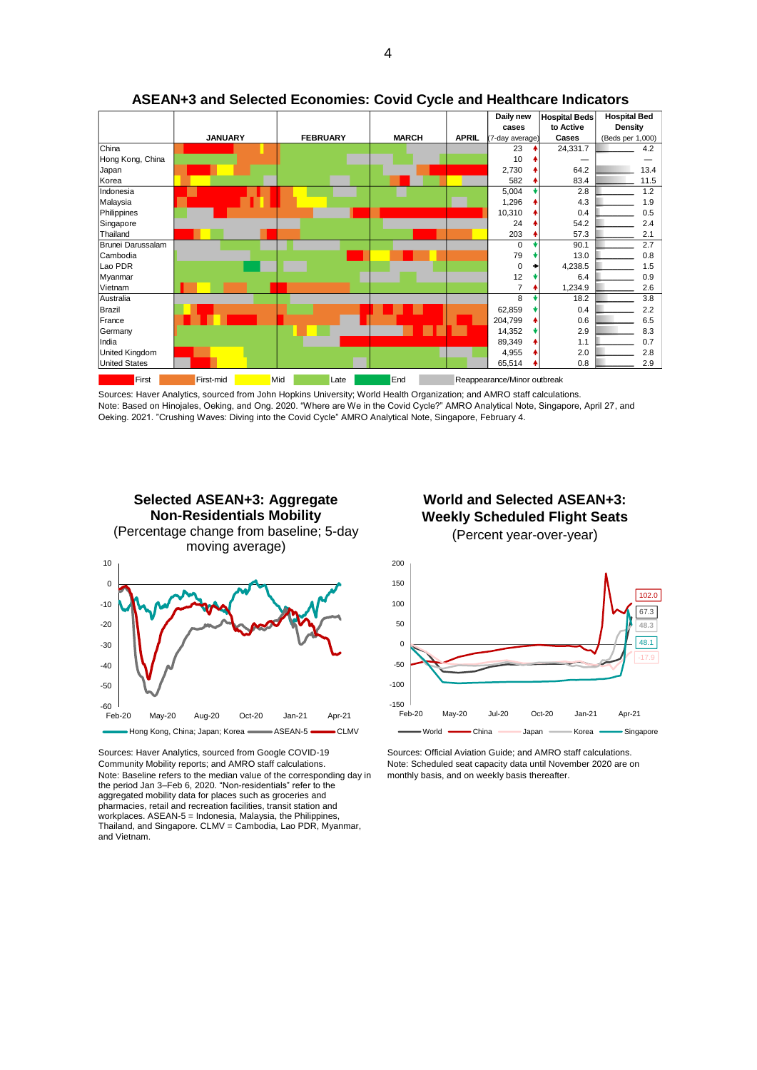## ASEAN+3 and Selected Economies: Covid Cycle and Healthcare Indicators

| | JANUARY | FEBRUARY | MARCH | APRIL | Daily new cases (7-day average) | Hospital Beds to Active Cases | Hospital Bed Density (Beds per 1,000) |
|---|---|---|---|---|---|---|---|
| China | | | | | 23 ↑ | 24,331.7 | 4.2 |
| Hong Kong, China | | | | | 10 ↑ | — | — |
| Japan | | | | | 2,730 ↑ | 64.2 | 13.4 |
| Korea | | | | | 582 ↑ | 83.4 | 11.5 |
| Indonesia | | | | | 5,004 ↓ | 2.8 | 1.2 |
| Malaysia | | | | | 1,296 ↑ | 4.3 | 1.9 |
| Philippines | | | | | 10,310 ↑ | 0.4 | 0.5 |
| Singapore | | | | | 24 ↑ | 54.2 | 2.4 |
| Thailand | | | | | 203 ↑ | 57.3 | 2.1 |
| Brunei Darussalam | | | | | 0 ↓ | 90.1 | 2.7 |
| Cambodia | | | | | 79 ↓ | 13.0 | 0.8 |
| Lao PDR | | | | | 0 → | 4,238.5 | 1.5 |
| Myanmar | | | | | 12 ↓ | 6.4 | 0.9 |
| Vietnam | | | | | 7 ↑ | 1,234.9 | 2.6 |
| Australia | | | | | 8 ↓ | 18.2 | 3.8 |
| Brazil | | | | | 62,859 ↓ | 0.4 | 2.2 |
| France | | | | | 204,799 ↑ | 0.6 | 6.5 |
| Germany | | | | | 14,352 ↓ | 2.9 | 8.3 |
| India | | | | | 89,349 ↑ | 1.1 | 0.7 |
| United Kingdom | | | | | 4,955 ↑ | 2.0 | 2.8 |
| United States | | | | | 65,514 ↑ | 0.8 | 2.9 |

First   First-mid   Mid   Late   End   Reappearance/Minor outbreak

Sources: Haver Analytics, sourced from John Hopkins University; World Health Organization; and AMRO staff calculations.
Note: Based on Hinojales, Oeking, and Ong. 2020. "Where are We in the Covid Cycle?" AMRO Analytical Note, Singapore, April 27, and Oeking. 2021. "Crushing Waves: Diving into the Covid Cycle" AMRO Analytical Note, Singapore, February 4.

### Selected ASEAN+3: Aggregate Non-Residentials Mobility
(Percentage change from baseline; 5-day moving average)

10
0
-10
-20
-30
-40
-50
-60
Feb-20 May-20 Aug-20 Oct-20 Jan-21 Apr-21

Hong Kong, China; Japan; Korea — ASEAN-5 — CLMV

Sources: Haver Analytics, sourced from Google COVID-19 Community Mobility reports; and AMRO staff calculations.
Note: Baseline refers to the median value of the corresponding day in the period Jan 3–Feb 6, 2020. "Non-residentials" refer to the aggregated mobility data for places such as groceries and pharmacies, retail and recreation facilities, transit station and workplaces. ASEAN-5 = Indonesia, Malaysia, the Philippines, Thailand, and Singapore. CLMV = Cambodia, Lao PDR, Myanmar, and Vietnam.

### World and Selected ASEAN+3: Weekly Scheduled Flight Seats
(Percent year-over-year)

200
150
100
50
0
-50
-100
-150
Feb-20 May-20 Jul-20 Oct-20 Jan-21 Apr-21

102.0
67.3
48.3
48.1
-17.9

World — China — Japan — Korea — Singapore

Sources: Official Aviation Guide; and AMRO staff calculations.
Note: Scheduled seat capacity data until November 2020 are on monthly basis, and on weekly basis thereafter.